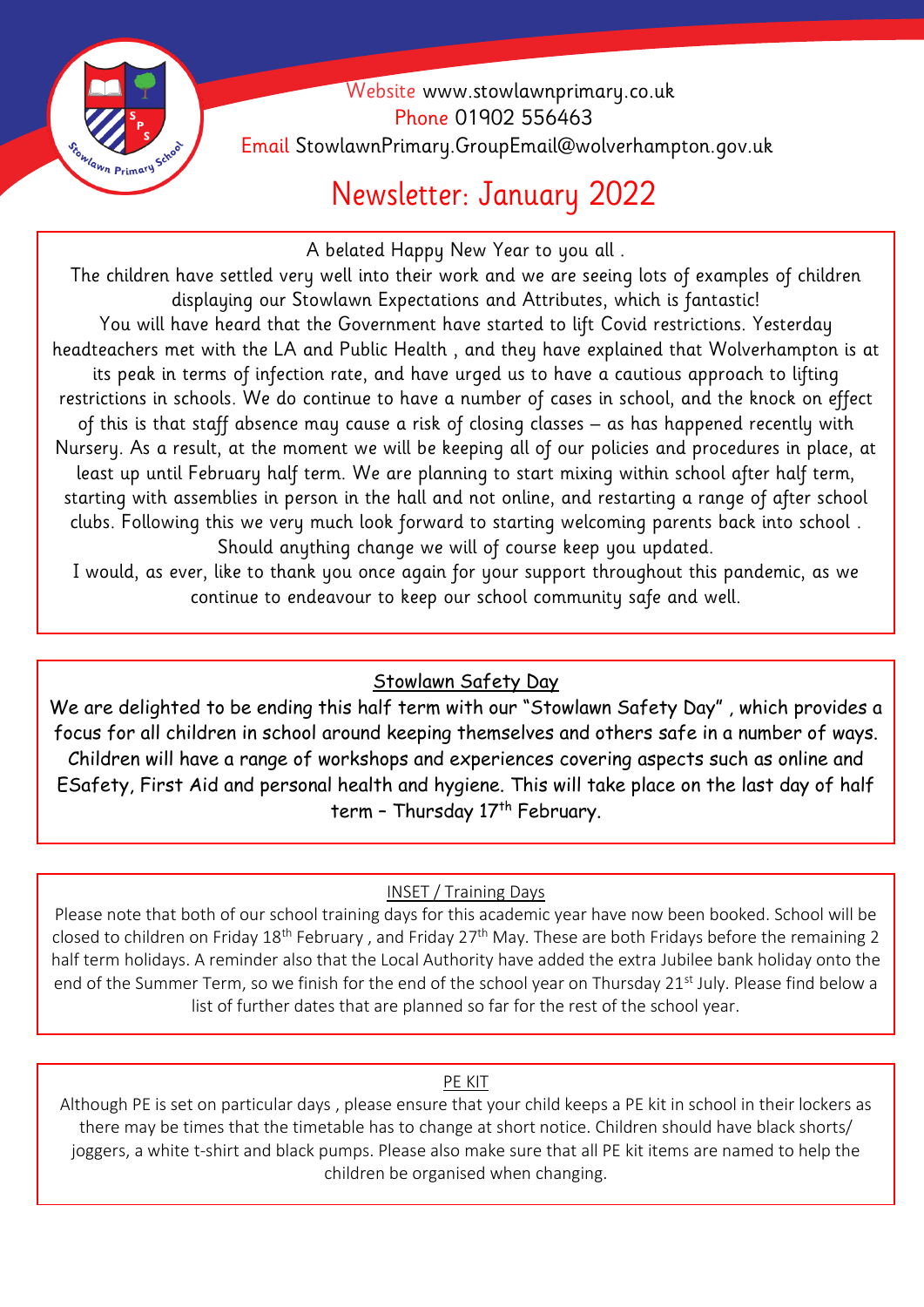Website www.stowlawnprimary.co.uk
Phone 01902 556463
Email StowlawnPrimary.GroupEmail@wolverhampton.gov.uk

# Newsletter: January 2022

A belated Happy New Year to you all .

The children have settled very well into their work and we are seeing lots of examples of children displaying our Stowlawn Expectations and Attributes, which is fantastic!

You will have heard that the Government have started to lift Covid restrictions. Yesterday headteachers met with the LA and Public Health , and they have explained that Wolverhampton is at its peak in terms of infection rate, and have urged us to have a cautious approach to lifting restrictions in schools. We do continue to have a number of cases in school, and the knock on effect of this is that staff absence may cause a risk of closing classes – as has happened recently with Nursery. As a result, at the moment we will be keeping all of our policies and procedures in place, at least up until February half term. We are planning to start mixing within school after half term, starting with assemblies in person in the hall and not online, and restarting a range of after school clubs. Following this we very much look forward to starting welcoming parents back into school . Should anything change we will of course keep you updated.

I would, as ever, like to thank you once again for your support throughout this pandemic, as we continue to endeavour to keep our school community safe and well.

## Stowlawn Safety Day

We are delighted to be ending this half term with our "Stowlawn Safety Day" , which provides a focus for all children in school around keeping themselves and others safe in a number of ways. Children will have a range of workshops and experiences covering aspects such as online and ESafety, First Aid and personal health and hygiene. This will take place on the last day of half term – Thursday 17th February.

## INSET / Training Days

Please note that both of our school training days for this academic year have now been booked. School will be closed to children on Friday 18th February , and Friday 27th May. These are both Fridays before the remaining 2 half term holidays. A reminder also that the Local Authority have added the extra Jubilee bank holiday onto the end of the Summer Term, so we finish for the end of the school year on Thursday 21st July. Please find below a list of further dates that are planned so far for the rest of the school year.

## PE KIT

Although PE is set on particular days , please ensure that your child keeps a PE kit in school in their lockers as there may be times that the timetable has to change at short notice. Children should have black shorts/ joggers, a white t-shirt and black pumps. Please also make sure that all PE kit items are named to help the children be organised when changing.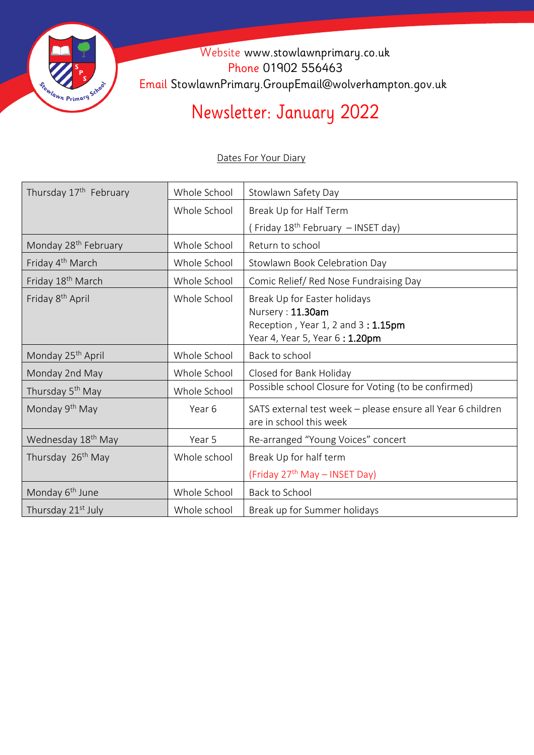Website www.stowlawnprimary.co.uk
Phone 01902 556463
Email StowlawnPrimary.GroupEmail@wolverhampton.gov.uk

# Newsletter: January 2022

Dates For Your Diary

| | | |
|---|---|---|
| Thursday 17th February | Whole School | Stowlawn Safety Day |
| | Whole School | Break Up for Half Term<br>( Friday 18th February – INSET day) |
| Monday 28th February | Whole School | Return to school |
| Friday 4th March | Whole School | Stowlawn Book Celebration Day |
| Friday 18th March | Whole School | Comic Relief/ Red Nose Fundraising Day |
| Friday 8th April | Whole School | Break Up for Easter holidays<br>Nursery : **11.30am**<br>Reception , Year 1, 2 and 3 **: 1.15pm**<br>Year 4, Year 5, Year 6 **: 1.20pm** |
| Monday 25th April | Whole School | Back to school |
| Monday 2nd May | Whole School | Closed for Bank Holiday |
| Thursday 5th May | Whole School | Possible school Closure for Voting (to be confirmed) |
| Monday 9th May | Year 6 | SATS external test week – please ensure all Year 6 children are in school this week |
| Wednesday 18th May | Year 5 | Re-arranged “Young Voices” concert |
| Thursday 26th May | Whole school | Break Up for half term<br>(Friday 27th May – INSET Day) |
| Monday 6th June | Whole School | Back to School |
| Thursday 21st July | Whole school | Break up for Summer holidays |